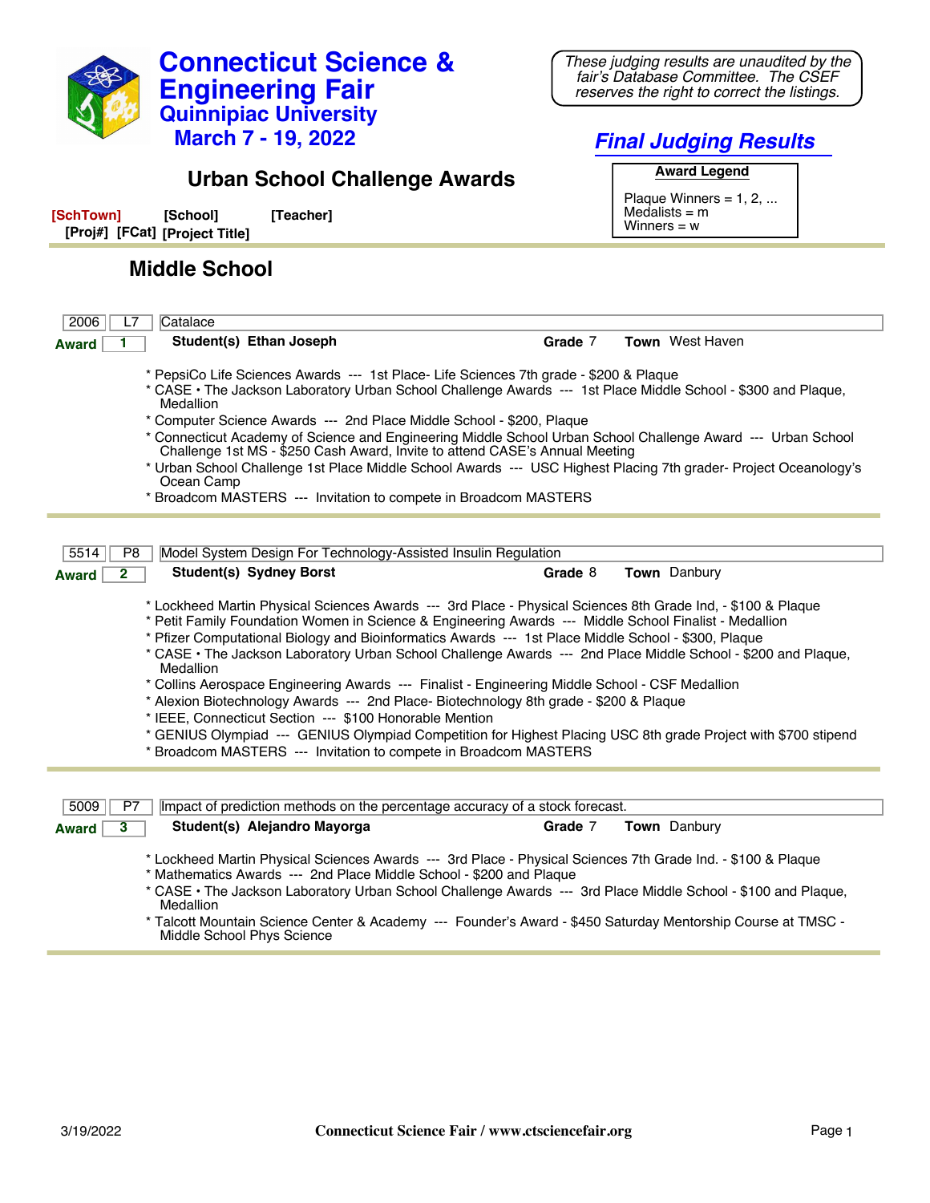# Connecticut Science & Engineering Fair

## Quinnipiac University

**March 7 - 19, 2022**

*These judging results are unaudited by the fair's Database Committee. The CSEF reserves the right to correct the listings.*

## *Final Judging Results*

## Urban School Challenge Awards

**Award Legend**

Plaque Winners = 1, 2, ...
Medalists = m
Winners = w

**[SchTown]** **[School]** **[Teacher]**
**[Proj#]** **[FCat]** **[Project Title]**

## Middle School

---

**2006** | **L7** | Catalace

**Award** 1 — **Student(s)** Ethan Joseph — **Grade** 7 — **Town** West Haven

* PepsiCo Life Sciences Awards --- 1st Place- Life Sciences 7th grade - $200 & Plaque
* CASE • The Jackson Laboratory Urban School Challenge Awards --- 1st Place Middle School - $300 and Plaque, Medallion
* Computer Science Awards --- 2nd Place Middle School - $200, Plaque
* Connecticut Academy of Science and Engineering Middle School Urban School Challenge Award --- Urban School Challenge 1st MS - $250 Cash Award, Invite to attend CASE's Annual Meeting
* Urban School Challenge 1st Place Middle School Awards --- USC Highest Placing 7th grader- Project Oceanology's Ocean Camp
* Broadcom MASTERS --- Invitation to compete in Broadcom MASTERS

---

**5514** | **P8** | Model System Design For Technology-Assisted Insulin Regulation

**Award** 2 — **Student(s)** Sydney Borst — **Grade** 8 — **Town** Danbury

* Lockheed Martin Physical Sciences Awards --- 3rd Place - Physical Sciences 8th Grade Ind, - $100 & Plaque
* Petit Family Foundation Women in Science & Engineering Awards --- Middle School Finalist - Medallion
* Pfizer Computational Biology and Bioinformatics Awards --- 1st Place Middle School - $300, Plaque
* CASE • The Jackson Laboratory Urban School Challenge Awards --- 2nd Place Middle School - $200 and Plaque, Medallion
* Collins Aerospace Engineering Awards --- Finalist - Engineering Middle School - CSF Medallion
* Alexion Biotechnology Awards --- 2nd Place- Biotechnology 8th grade - $200 & Plaque
* IEEE, Connecticut Section --- $100 Honorable Mention
* GENIUS Olympiad --- GENIUS Olympiad Competition for Highest Placing USC 8th grade Project with $700 stipend
* Broadcom MASTERS --- Invitation to compete in Broadcom MASTERS

---

**5009** | **P7** | Impact of prediction methods on the percentage accuracy of a stock forecast.

**Award** 3 — **Student(s)** Alejandro Mayorga — **Grade** 7 — **Town** Danbury

* Lockheed Martin Physical Sciences Awards --- 3rd Place - Physical Sciences 7th Grade Ind. - $100 & Plaque
* Mathematics Awards --- 2nd Place Middle School - $200 and Plaque
* CASE • The Jackson Laboratory Urban School Challenge Awards --- 3rd Place Middle School - $100 and Plaque, Medallion
* Talcott Mountain Science Center & Academy --- Founder's Award - $450 Saturday Mentorship Course at TMSC - Middle School Phys Science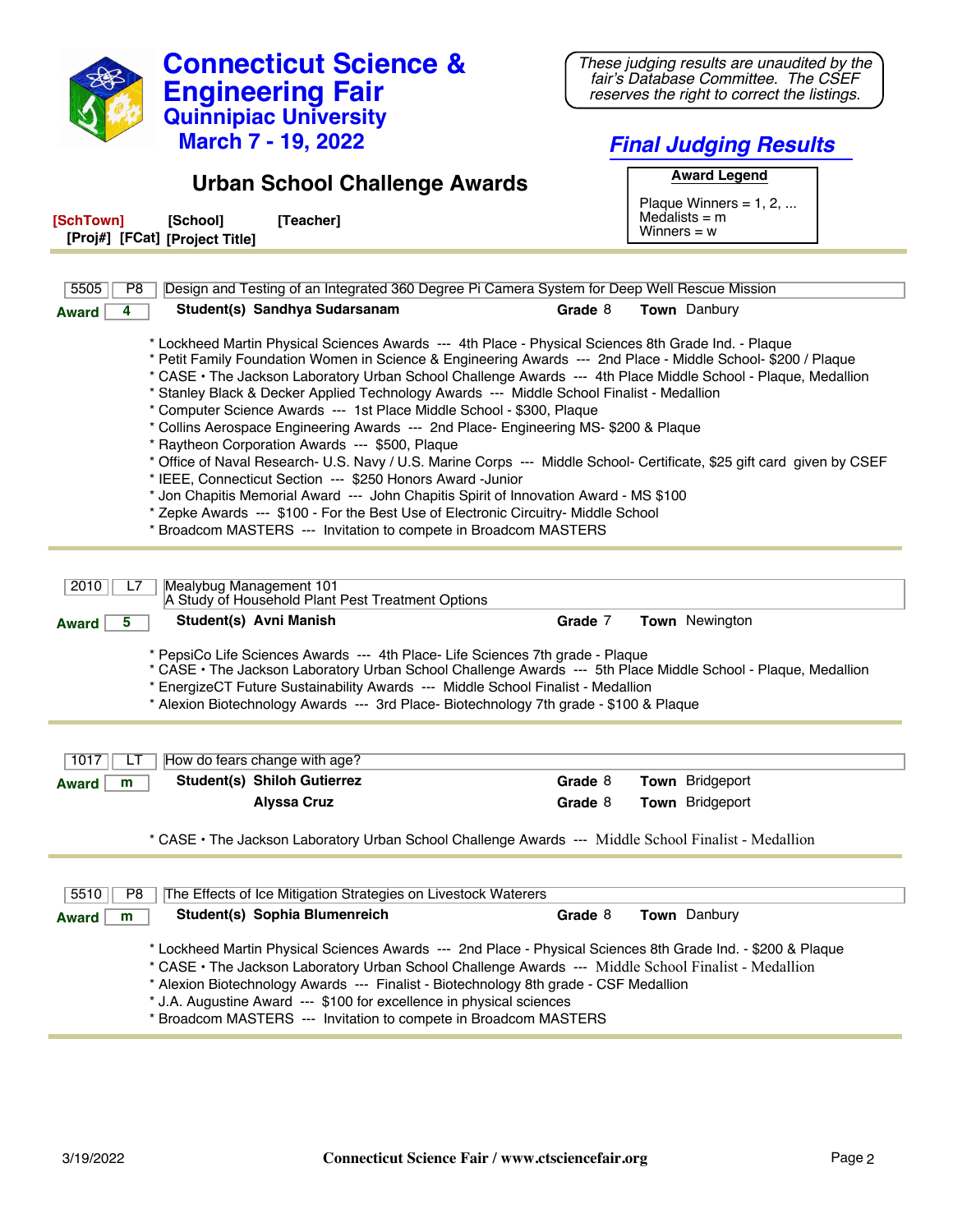# Connecticut Science & Engineering Fair
## Quinnipiac University
## March 7 - 19, 2022

*These judging results are unaudited by the fair's Database Committee. The CSEF reserves the right to correct the listings.*

## *Final Judging Results*

## Urban School Challenge Awards

**Award Legend**

Plaque Winners = 1, 2, ...
Medalists = m
Winners = w

**[SchTown]** **[School]** **[Teacher]**
**[Proj#]** **[FCat]** **[Project Title]**

---

5505 | P8 | Design and Testing of an Integrated 360 Degree Pi Camera System for Deep Well Rescue Mission

**Award** 4 — **Student(s)** **Sandhya Sudarsanam** — **Grade** 8 — **Town** Danbury

* Lockheed Martin Physical Sciences Awards --- 4th Place - Physical Sciences 8th Grade Ind. - Plaque
* Petit Family Foundation Women in Science & Engineering Awards --- 2nd Place - Middle School- $200 / Plaque
* CASE • The Jackson Laboratory Urban School Challenge Awards --- 4th Place Middle School - Plaque, Medallion
* Stanley Black & Decker Applied Technology Awards --- Middle School Finalist - Medallion
* Computer Science Awards --- 1st Place Middle School - $300, Plaque
* Collins Aerospace Engineering Awards --- 2nd Place- Engineering MS- $200 & Plaque
* Raytheon Corporation Awards --- $500, Plaque
* Office of Naval Research- U.S. Navy / U.S. Marine Corps --- Middle School- Certificate, $25 gift card given by CSEF
* IEEE, Connecticut Section --- $250 Honors Award -Junior
* Jon Chapitis Memorial Award --- John Chapitis Spirit of Innovation Award - MS $100
* Zepke Awards --- $100 - For the Best Use of Electronic Circuitry- Middle School
* Broadcom MASTERS --- Invitation to compete in Broadcom MASTERS

---

2010 | L7 | Mealybug Management 101
A Study of Household Plant Pest Treatment Options

**Award** 5 — **Student(s)** **Avni Manish** — **Grade** 7 — **Town** Newington

* PepsiCo Life Sciences Awards --- 4th Place- Life Sciences 7th grade - Plaque
* CASE • The Jackson Laboratory Urban School Challenge Awards --- 5th Place Middle School - Plaque, Medallion
* EnergizeCT Future Sustainability Awards --- Middle School Finalist - Medallion
* Alexion Biotechnology Awards --- 3rd Place- Biotechnology 7th grade - $100 & Plaque

---

1017 | LT | How do fears change with age?

**Award** m — **Student(s)** **Shiloh Gutierrez** — **Grade** 8 — **Town** Bridgeport
**Alyssa Cruz** — **Grade** 8 — **Town** Bridgeport

* CASE • The Jackson Laboratory Urban School Challenge Awards --- Middle School Finalist - Medallion

---

5510 | P8 | The Effects of Ice Mitigation Strategies on Livestock Waterers

**Award** m — **Student(s)** **Sophia Blumenreich** — **Grade** 8 — **Town** Danbury

* Lockheed Martin Physical Sciences Awards --- 2nd Place - Physical Sciences 8th Grade Ind. - $200 & Plaque
* CASE • The Jackson Laboratory Urban School Challenge Awards --- Middle School Finalist - Medallion
* Alexion Biotechnology Awards --- Finalist - Biotechnology 8th grade - CSF Medallion
* J.A. Augustine Award --- $100 for excellence in physical sciences
* Broadcom MASTERS --- Invitation to compete in Broadcom MASTERS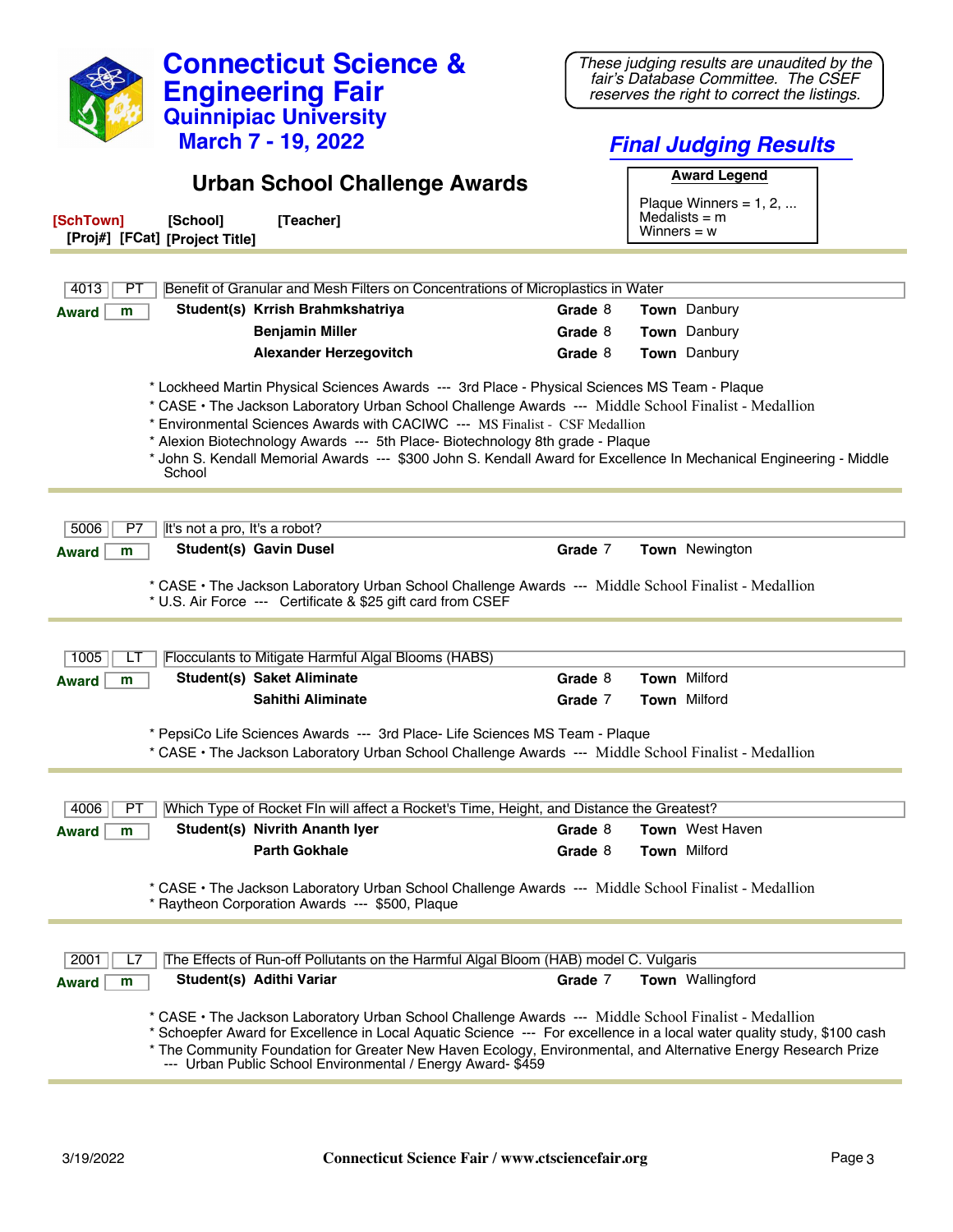# Connecticut Science & Engineering Fair
## Quinnipiac University
## March 7 - 19, 2022

*These judging results are unaudited by the fair's Database Committee. The CSEF reserves the right to correct the listings.*

## *Final Judging Results*

## Urban School Challenge Awards

**Award Legend**

Plaque Winners = 1, 2, ...
Medalists = m
Winners = w

**[SchTown]** **[School]** **[Teacher]**
**[Proj#]** **[FCat]** **[Project Title]**

---

**4013** | **PT** | Benefit of Granular and Mesh Filters on Concentrations of Microplastics in Water

**Award** m

| Student(s) | Grade | Town |
|---|---|---|
| Krrish Brahmkshatriya | 8 | Danbury |
| Benjamin Miller | 8 | Danbury |
| Alexander Herzegovitch | 8 | Danbury |

* Lockheed Martin Physical Sciences Awards --- 3rd Place - Physical Sciences MS Team - Plaque
* CASE • The Jackson Laboratory Urban School Challenge Awards --- Middle School Finalist - Medallion
* Environmental Sciences Awards with CACIWC --- MS Finalist - CSF Medallion
* Alexion Biotechnology Awards --- 5th Place- Biotechnology 8th grade - Plaque
* John S. Kendall Memorial Awards --- $300 John S. Kendall Award for Excellence In Mechanical Engineering - Middle School

---

**5006** | **P7** | It's not a pro, It's a robot?

**Award** m

| Student(s) | Grade | Town |
|---|---|---|
| Gavin Dusel | 7 | Newington |

* CASE • The Jackson Laboratory Urban School Challenge Awards --- Middle School Finalist - Medallion
* U.S. Air Force --- Certificate & $25 gift card from CSEF

---

**1005** | **LT** | Flocculants to Mitigate Harmful Algal Blooms (HABS)

**Award** m

| Student(s) | Grade | Town |
|---|---|---|
| Saket Aliminate | 8 | Milford |
| Sahithi Aliminate | 7 | Milford |

* PepsiCo Life Sciences Awards --- 3rd Place- Life Sciences MS Team - Plaque
* CASE • The Jackson Laboratory Urban School Challenge Awards --- Middle School Finalist - Medallion

---

**4006** | **PT** | Which Type of Rocket FIn will affect a Rocket's Time, Height, and Distance the Greatest?

**Award** m

| Student(s) | Grade | Town |
|---|---|---|
| Nivrith Ananth Iyer | 8 | West Haven |
| Parth Gokhale | 8 | Milford |

* CASE • The Jackson Laboratory Urban School Challenge Awards --- Middle School Finalist - Medallion
* Raytheon Corporation Awards --- $500, Plaque

---

**2001** | **L7** | The Effects of Run-off Pollutants on the Harmful Algal Bloom (HAB) model C. Vulgaris

**Award** m

| Student(s) | Grade | Town |
|---|---|---|
| Adithi Variar | 7 | Wallingford |

* CASE • The Jackson Laboratory Urban School Challenge Awards --- Middle School Finalist - Medallion
* Schoepfer Award for Excellence in Local Aquatic Science --- For excellence in a local water quality study, $100 cash
* The Community Foundation for Greater New Haven Ecology, Environmental, and Alternative Energy Research Prize --- Urban Public School Environmental / Energy Award- $459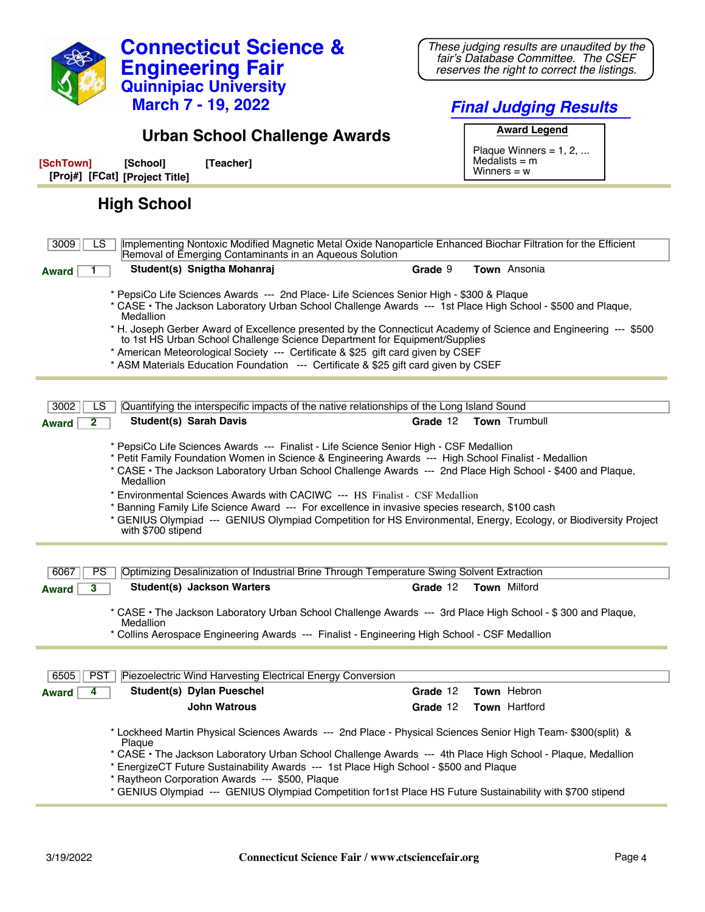# Connecticut Science & Engineering Fair
## Quinnipiac University
## March 7 - 19, 2022

*These judging results are unaudited by the fair's Database Committee. The CSEF reserves the right to correct the listings.*

## *Final Judging Results*

## Urban School Challenge Awards

**Award Legend**

Plaque Winners = 1, 2, ...
Medalists = m
Winners = w

**[SchTown]** **[School]** **[Teacher]**
**[Proj#]** **[FCat]** **[Project Title]**

## High School

**3009** | **LS** | Implementing Nontoxic Modified Magnetic Metal Oxide Nanoparticle Enhanced Biochar Filtration for the Efficient Removal of Emerging Contaminants in an Aqueous Solution

**Award** 1 — **Student(s)** Snigtha Mohanraj — **Grade** 9 — **Town** Ansonia

* PepsiCo Life Sciences Awards --- 2nd Place- Life Sciences Senior High - $300 & Plaque
* CASE • The Jackson Laboratory Urban School Challenge Awards --- 1st Place High School - $500 and Plaque, Medallion
* H. Joseph Gerber Award of Excellence presented by the Connecticut Academy of Science and Engineering --- $500 to 1st HS Urban School Challenge Science Department for Equipment/Supplies
* American Meteorological Society --- Certificate & $25 gift card given by CSEF
* ASM Materials Education Foundation --- Certificate & $25 gift card given by CSEF

---

**3002** | **LS** | Quantifying the interspecific impacts of the native relationships of the Long Island Sound

**Award** 2 — **Student(s)** Sarah Davis — **Grade** 12 — **Town** Trumbull

* PepsiCo Life Sciences Awards --- Finalist - Life Science Senior High - CSF Medallion
* Petit Family Foundation Women in Science & Engineering Awards --- High School Finalist - Medallion
* CASE • The Jackson Laboratory Urban School Challenge Awards --- 2nd Place High School - $400 and Plaque, Medallion
* Environmental Sciences Awards with CACIWC --- HS Finalist - CSF Medallion
* Banning Family Life Science Award --- For excellence in invasive species research, $100 cash
* GENIUS Olympiad --- GENIUS Olympiad Competition for HS Environmental, Energy, Ecology, or Biodiversity Project with $700 stipend

---

**6067** | **PS** | Optimizing Desalinization of Industrial Brine Through Temperature Swing Solvent Extraction

**Award** 3 — **Student(s)** Jackson Warters — **Grade** 12 — **Town** Milford

* CASE • The Jackson Laboratory Urban School Challenge Awards --- 3rd Place High School - $ 300 and Plaque, Medallion
* Collins Aerospace Engineering Awards --- Finalist - Engineering High School - CSF Medallion

---

**6505** | **PST** | Piezoelectric Wind Harvesting Electrical Energy Conversion

**Award** 4 — **Student(s)** Dylan Pueschel — **Grade** 12 — **Town** Hebron
John Watrous — **Grade** 12 — **Town** Hartford

* Lockheed Martin Physical Sciences Awards --- 2nd Place - Physical Sciences Senior High Team- $300(split) & Plaque
* CASE • The Jackson Laboratory Urban School Challenge Awards --- 4th Place High School - Plaque, Medallion
* EnergizeCT Future Sustainability Awards --- 1st Place High School - $500 and Plaque
* Raytheon Corporation Awards --- $500, Plaque
* GENIUS Olympiad --- GENIUS Olympiad Competition for1st Place HS Future Sustainability with $700 stipend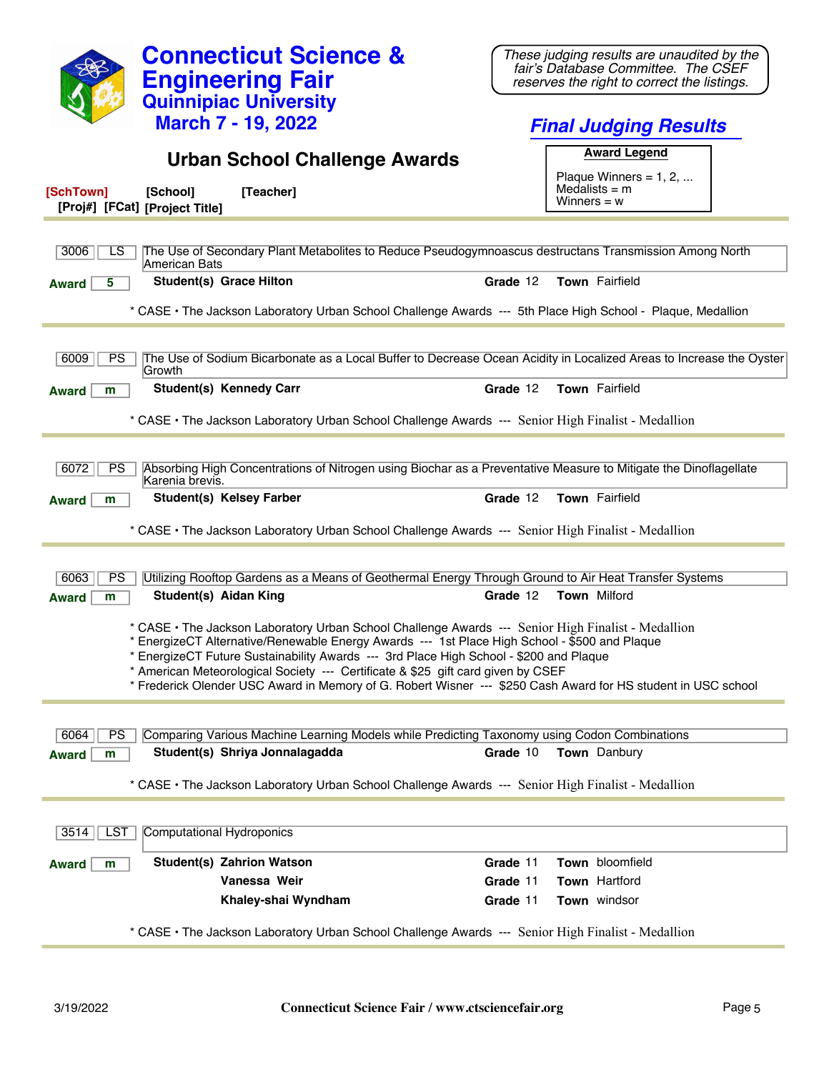# Connecticut Science & Engineering Fair

## Quinnipiac University

**March 7 - 19, 2022**

*These judging results are unaudited by the fair's Database Committee. The CSEF reserves the right to correct the listings.*

***Final Judging Results***

## Urban School Challenge Awards

**Award Legend**

Plaque Winners = 1, 2, ...
Medalists = m
Winners = w

**[SchTown]** **[School]** **[Teacher]**
**[Proj#]** **[FCat]** **[Project Title]**

---

**3006** | **LS** | The Use of Secondary Plant Metabolites to Reduce Pseudogymnoascus destructans Transmission Among North American Bats

**Award** 5 — **Student(s)** Grace Hilton — **Grade** 12 — **Town** Fairfield

* CASE • The Jackson Laboratory Urban School Challenge Awards --- 5th Place High School - Plaque, Medallion

---

**6009** | **PS** | The Use of Sodium Bicarbonate as a Local Buffer to Decrease Ocean Acidity in Localized Areas to Increase the Oyster Growth

**Award** m — **Student(s)** Kennedy Carr — **Grade** 12 — **Town** Fairfield

* CASE • The Jackson Laboratory Urban School Challenge Awards --- Senior High Finalist - Medallion

---

**6072** | **PS** | Absorbing High Concentrations of Nitrogen using Biochar as a Preventative Measure to Mitigate the Dinoflagellate Karenia brevis.

**Award** m — **Student(s)** Kelsey Farber — **Grade** 12 — **Town** Fairfield

* CASE • The Jackson Laboratory Urban School Challenge Awards --- Senior High Finalist - Medallion

---

**6063** | **PS** | Utilizing Rooftop Gardens as a Means of Geothermal Energy Through Ground to Air Heat Transfer Systems

**Award** m — **Student(s)** Aidan King — **Grade** 12 — **Town** Milford

* CASE • The Jackson Laboratory Urban School Challenge Awards --- Senior High Finalist - Medallion
* EnergizeCT Alternative/Renewable Energy Awards --- 1st Place High School - $500 and Plaque
* EnergizeCT Future Sustainability Awards --- 3rd Place High School - $200 and Plaque
* American Meteorological Society --- Certificate & $25 gift card given by CSEF
* Frederick Olender USC Award in Memory of G. Robert Wisner --- $250 Cash Award for HS student in USC school

---

**6064** | **PS** | Comparing Various Machine Learning Models while Predicting Taxonomy using Codon Combinations

**Award** m — **Student(s)** Shriya Jonnalagadda — **Grade** 10 — **Town** Danbury

* CASE • The Jackson Laboratory Urban School Challenge Awards --- Senior High Finalist - Medallion

---

**3514** | **LST** | Computational Hydroponics

**Award** m — **Student(s)**

| Student | Grade | Town |
|---|---|---|
| Zahrion Watson | 11 | bloomfield |
| Vanessa Weir | 11 | Hartford |
| Khaley-shai Wyndham | 11 | windsor |

* CASE • The Jackson Laboratory Urban School Challenge Awards --- Senior High Finalist - Medallion